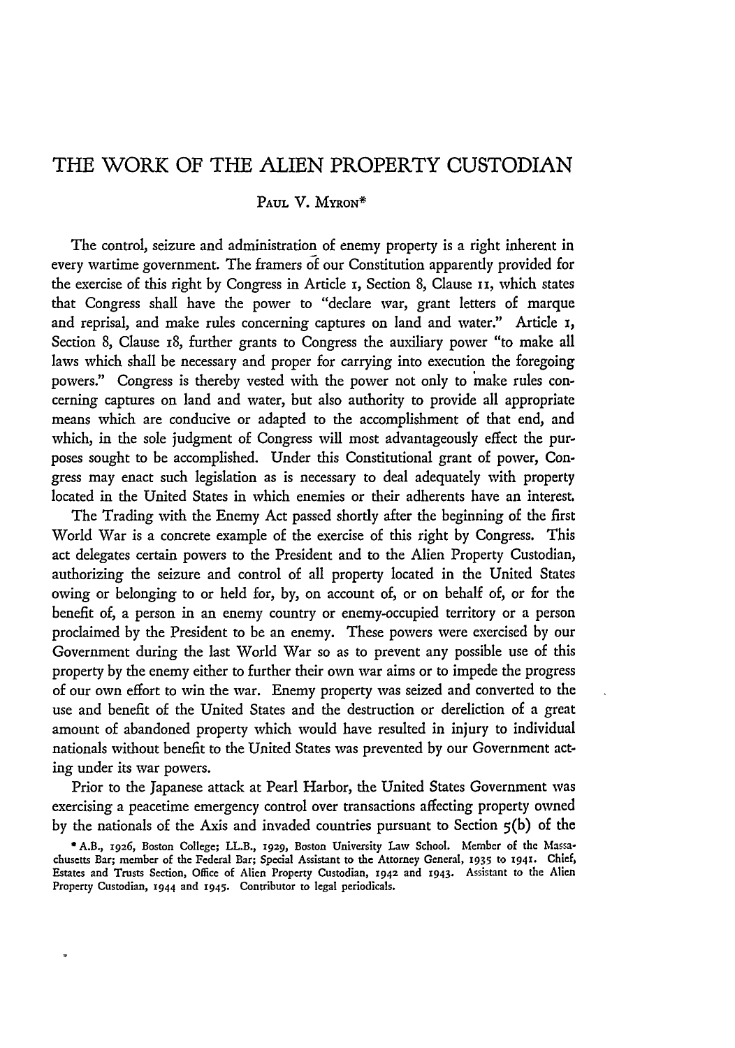# THE WORK OF THE ALIEN PROPERTY CUSTODIAN

PAUL V. MYRON*

The control, seizure and administration of enemy property is a right inherent in every wartime government. The framers of our Constitution apparently provided for the exercise of this right by Congress in Article 1, Section 8, Clause 11, which states that Congress shall have the power to "declare war, grant letters of marque and reprisal, and make rules concerning captures on land and water." Article 1, Section 8, Clause 18, further grants to Congress the auxiliary power "to make all laws which shall be necessary and proper for carrying into execution the foregoing powers." Congress is thereby vested with the power not only to make rules concerning captures on land and water, but also authority to provide all appropriate means which are conducive or adapted to the accomplishment of that end, and which, in the sole judgment of Congress will most advantageously effect the purposes sought to be accomplished. Under this Constitutional grant of power, Congress may enact such legislation as is necessary to deal adequately with property located in the United States in which enemies or their adherents have an interest.

The Trading with the Enemy Act passed shortly after the beginning of the first World War is a concrete example of the exercise of this right by Congress. This act delegates certain powers to the President and to the Alien Property Custodian, authorizing the seizure and control of all property located in the United States owing or belonging to or held for, by, on account of, or on behalf of, or for the benefit of, a person in an enemy country or enemy-occupied territory or a person proclaimed by the President to be an enemy. These powers were exercised by our Government during the last World War so as to prevent any possible use of this property by the enemy either to further their own war aims or to impede the progress of our own effort to win the war. Enemy property was seized and converted to the use and benefit of the United States and the destruction or dereliction of a great amount of abandoned property which would have resulted in injury to individual nationals without benefit to the United States was prevented by our Government acting under its war powers.

Prior to the Japanese attack at Pearl Harbor, the United States Government was exercising a peacetime emergency control over transactions affecting property owned by the nationals of the Axis and invaded countries pursuant to Section 5(b) of the

* A.B., 1926, Boston College; LL.B., 1929, Boston University Law School. Member of the Massachusetts Bar; member of the Federal Bar; Special Assistant to the Attorney General, 1935 to 1941. Chief, Estates and Trusts Section, Office of Alien Property Custodian, 1942 and 1943. Assistant to the Alien Property Custodian, 1944 and 1945. Contributor to legal periodicals.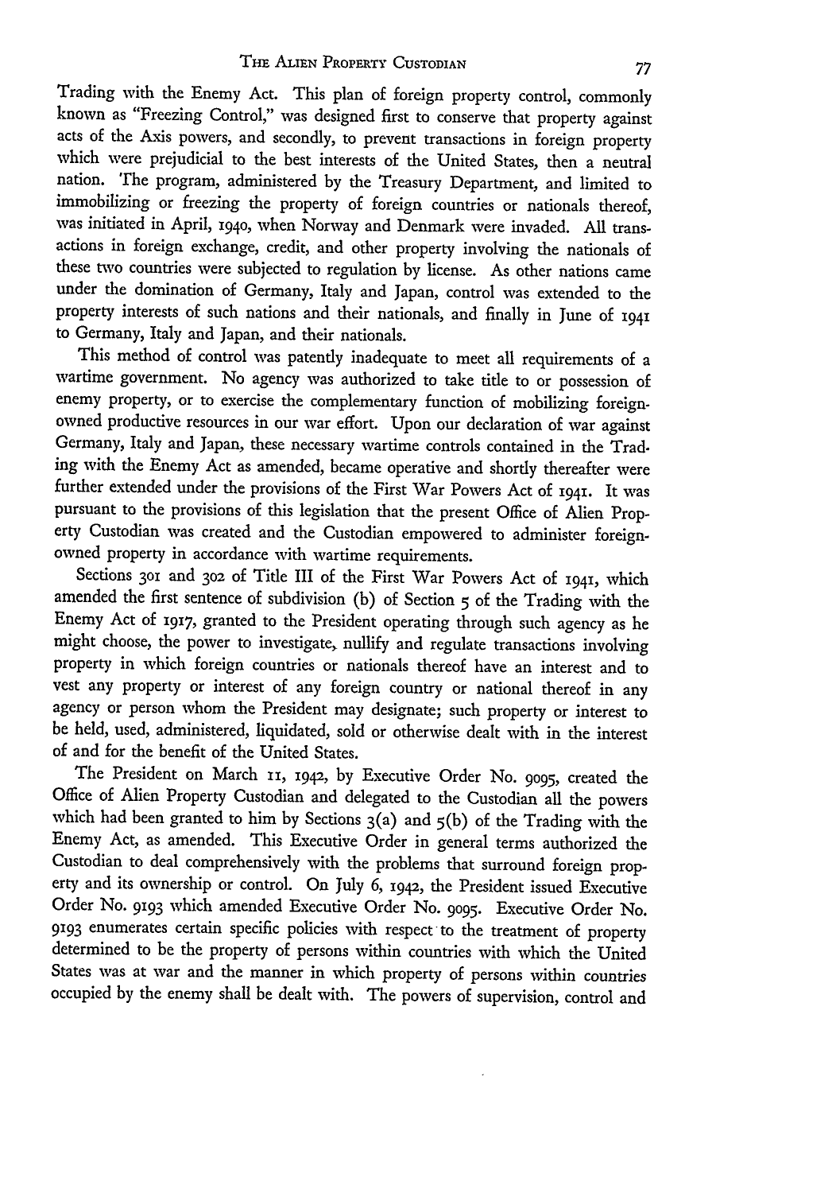Trading with the Enemy Act. This plan of foreign property control, commonly known as "Freezing Control," was designed first to conserve that property against acts of the Axis powers, and secondly, to prevent transactions in foreign property which were prejudicial to the best interests of the United States, then a neutral nation. The program, administered by the Treasury Department, and limited to immobilizing or freezing the property of foreign countries or nationals thereof, was initiated in April, 1940, when Norway and Denmark were invaded. All transactions in foreign exchange, credit, and other property involving the nationals of these two countries were subjected to regulation by license. As other nations came under the domination of Germany, Italy and Japan, control was extended to the property interests of such nations and their nationals, and finally in June of 1941 to Germany, Italy and Japan, and their nationals.

This method of control was patently inadequate to meet all requirements of a wartime government. No agency was authorized to take title to or possession of enemy property, or to exercise the complementary function of mobilizing foreign-owned productive resources in our war effort. Upon our declaration of war against Germany, Italy and Japan, these necessary wartime controls contained in the Trading with the Enemy Act as amended, became operative and shortly thereafter were further extended under the provisions of the First War Powers Act of 1941. It was pursuant to the provisions of this legislation that the present Office of Alien Property Custodian was created and the Custodian empowered to administer foreign-owned property in accordance with wartime requirements.

Sections 301 and 302 of Title III of the First War Powers Act of 1941, which amended the first sentence of subdivision (b) of Section 5 of the Trading with the Enemy Act of 1917, granted to the President operating through such agency as he might choose, the power to investigate, nullify and regulate transactions involving property in which foreign countries or nationals thereof have an interest and to vest any property or interest of any foreign country or national thereof in any agency or person whom the President may designate; such property or interest to be held, used, administered, liquidated, sold or otherwise dealt with in the interest of and for the benefit of the United States.

The President on March 11, 1942, by Executive Order No. 9095, created the Office of Alien Property Custodian and delegated to the Custodian all the powers which had been granted to him by Sections 3(a) and 5(b) of the Trading with the Enemy Act, as amended. This Executive Order in general terms authorized the Custodian to deal comprehensively with the problems that surround foreign property and its ownership or control. On July 6, 1942, the President issued Executive Order No. 9193 which amended Executive Order No. 9095. Executive Order No. 9193 enumerates certain specific policies with respect to the treatment of property determined to be the property of persons within countries with which the United States was at war and the manner in which property of persons within countries occupied by the enemy shall be dealt with. The powers of supervision, control and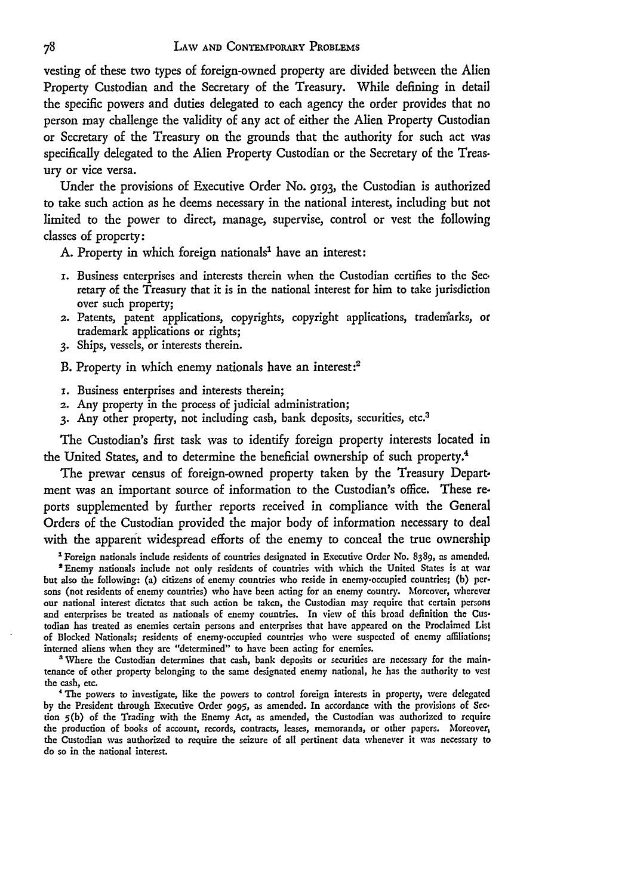vesting of these two types of foreign-owned property are divided between the Alien Property Custodian and the Secretary of the Treasury. While defining in detail the specific powers and duties delegated to each agency the order provides that no person may challenge the validity of any act of either the Alien Property Custodian or Secretary of the Treasury on the grounds that the authority for such act was specifically delegated to the Alien Property Custodian or the Secretary of the Treasury or vice versa.

Under the provisions of Executive Order No. 9193, the Custodian is authorized to take such action as he deems necessary in the national interest, including but not limited to the power to direct, manage, supervise, control or vest the following classes of property:

A. Property in which foreign nationals[1] have an interest:

1. Business enterprises and interests therein when the Custodian certifies to the Secretary of the Treasury that it is in the national interest for him to take jurisdiction over such property;
2. Patents, patent applications, copyrights, copyright applications, trademarks, or trademark applications or rights;
3. Ships, vessels, or interests therein.

B. Property in which enemy nationals have an interest:[2]

1. Business enterprises and interests therein;
2. Any property in the process of judicial administration;
3. Any other property, not including cash, bank deposits, securities, etc.[3]

The Custodian's first task was to identify foreign property interests located in the United States, and to determine the beneficial ownership of such property.[4]

The prewar census of foreign-owned property taken by the Treasury Department was an important source of information to the Custodian's office. These reports supplemented by further reports received in compliance with the General Orders of the Custodian provided the major body of information necessary to deal with the apparent widespread efforts of the enemy to conceal the true ownership

[1] Foreign nationals include residents of countries designated in Executive Order No. 8389, as amended.

[2] Enemy nationals include not only residents of countries with which the United States is at war but also the following: (a) citizens of enemy countries who reside in enemy-occupied countries; (b) persons (not residents of enemy countries) who have been acting for an enemy country. Moreover, wherever our national interest dictates that such action be taken, the Custodian may require that certain persons and enterprises be treated as nationals of enemy countries. In view of this broad definition the Custodian has treated as enemies certain persons and enterprises that have appeared on the Proclaimed List of Blocked Nationals; residents of enemy-occupied countries who were suspected of enemy affiliations; interned aliens when they are "determined" to have been acting for enemies.

[3] Where the Custodian determines that cash, bank deposits or securities are necessary for the maintenance of other property belonging to the same designated enemy national, he has the authority to vest the cash, etc.

[4] The powers to investigate, like the powers to control foreign interests in property, were delegated by the President through Executive Order 9095, as amended. In accordance with the provisions of Section 5(b) of the Trading with the Enemy Act, as amended, the Custodian was authorized to require the production of books of account, records, contracts, leases, memoranda, or other papers. Moreover, the Custodian was authorized to require the seizure of all pertinent data whenever it was necessary to do so in the national interest.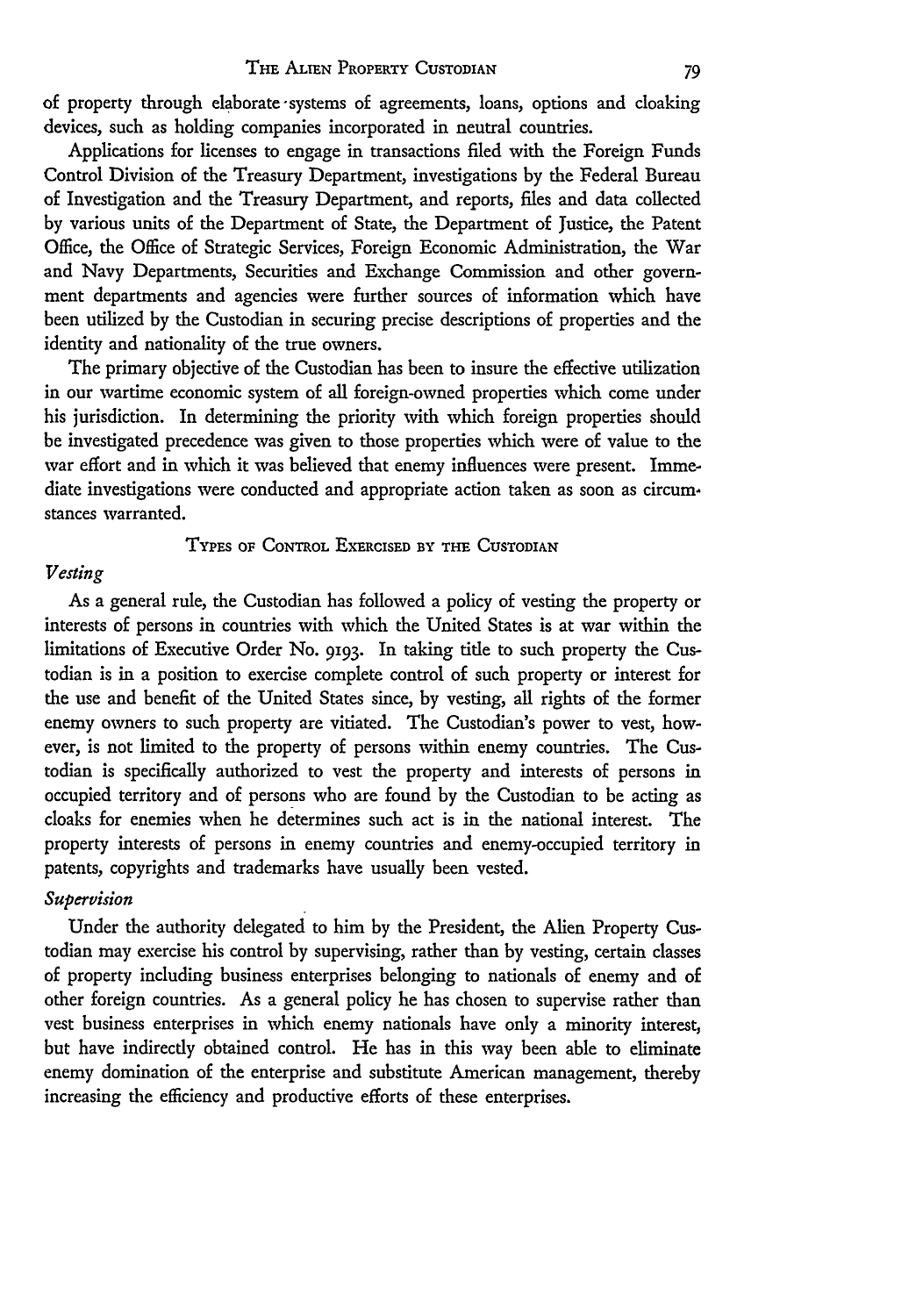of property through elaborate systems of agreements, loans, options and cloaking devices, such as holding companies incorporated in neutral countries.

Applications for licenses to engage in transactions filed with the Foreign Funds Control Division of the Treasury Department, investigations by the Federal Bureau of Investigation and the Treasury Department, and reports, files and data collected by various units of the Department of State, the Department of Justice, the Patent Office, the Office of Strategic Services, Foreign Economic Administration, the War and Navy Departments, Securities and Exchange Commission and other government departments and agencies were further sources of information which have been utilized by the Custodian in securing precise descriptions of properties and the identity and nationality of the true owners.

The primary objective of the Custodian has been to insure the effective utilization in our wartime economic system of all foreign-owned properties which come under his jurisdiction. In determining the priority with which foreign properties should be investigated precedence was given to those properties which were of value to the war effort and in which it was believed that enemy influences were present. Immediate investigations were conducted and appropriate action taken as soon as circumstances warranted.

## Types of Control Exercised by the Custodian

### *Vesting*

As a general rule, the Custodian has followed a policy of vesting the property or interests of persons in countries with which the United States is at war within the limitations of Executive Order No. 9193. In taking title to such property the Custodian is in a position to exercise complete control of such property or interest for the use and benefit of the United States since, by vesting, all rights of the former enemy owners to such property are vitiated. The Custodian's power to vest, however, is not limited to the property of persons within enemy countries. The Custodian is specifically authorized to vest the property and interests of persons in occupied territory and of persons who are found by the Custodian to be acting as cloaks for enemies when he determines such act is in the national interest. The property interests of persons in enemy countries and enemy-occupied territory in patents, copyrights and trademarks have usually been vested.

### *Supervision*

Under the authority delegated to him by the President, the Alien Property Custodian may exercise his control by supervising, rather than by vesting, certain classes of property including business enterprises belonging to nationals of enemy and of other foreign countries. As a general policy he has chosen to supervise rather than vest business enterprises in which enemy nationals have only a minority interest, but have indirectly obtained control. He has in this way been able to eliminate enemy domination of the enterprise and substitute American management, thereby increasing the efficiency and productive efforts of these enterprises.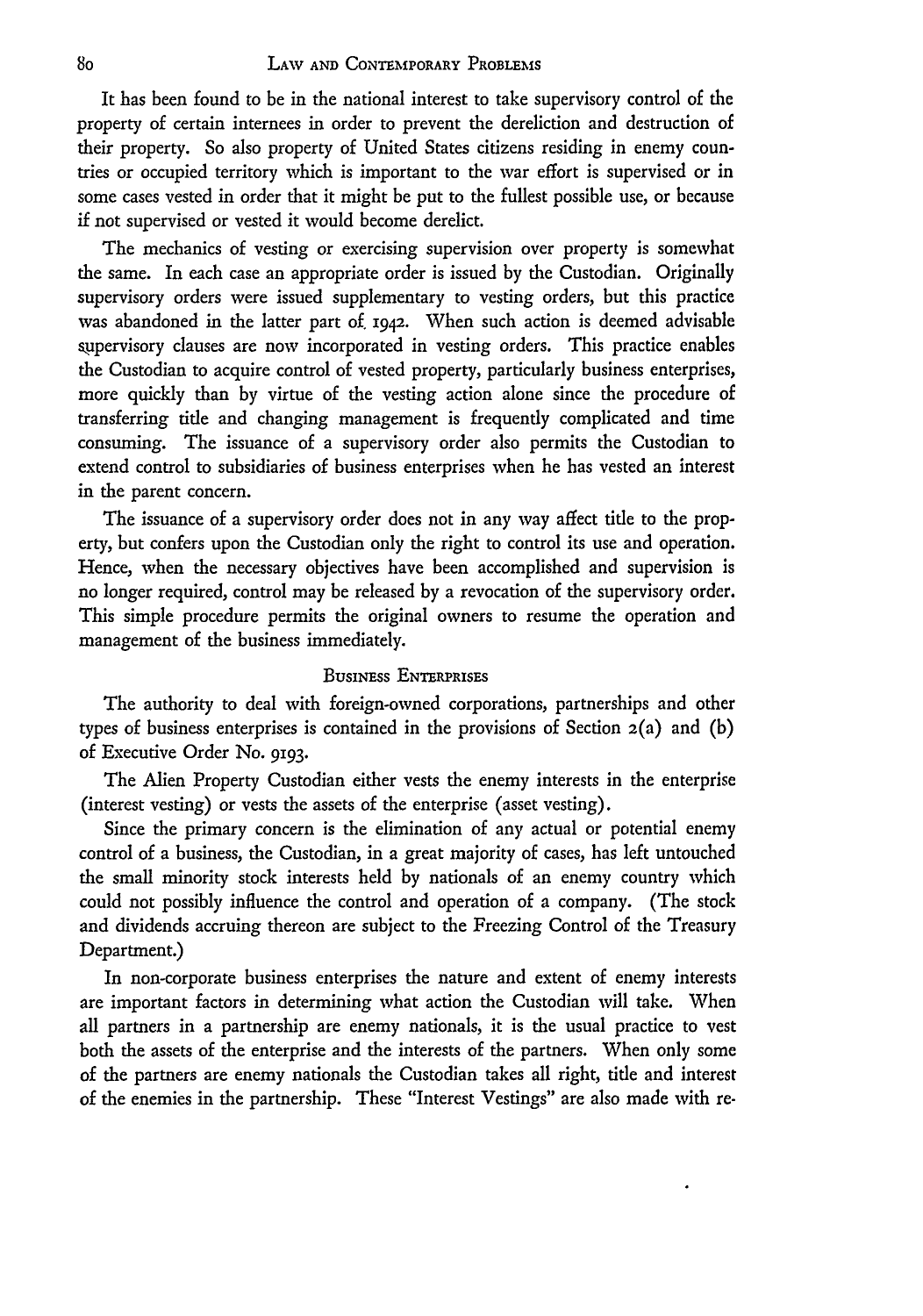It has been found to be in the national interest to take supervisory control of the property of certain internees in order to prevent the dereliction and destruction of their property. So also property of United States citizens residing in enemy countries or occupied territory which is important to the war effort is supervised or in some cases vested in order that it might be put to the fullest possible use, or because if not supervised or vested it would become derelict.

The mechanics of vesting or exercising supervision over property is somewhat the same. In each case an appropriate order is issued by the Custodian. Originally supervisory orders were issued supplementary to vesting orders, but this practice was abandoned in the latter part of 1942. When such action is deemed advisable supervisory clauses are now incorporated in vesting orders. This practice enables the Custodian to acquire control of vested property, particularly business enterprises, more quickly than by virtue of the vesting action alone since the procedure of transferring title and changing management is frequently complicated and time consuming. The issuance of a supervisory order also permits the Custodian to extend control to subsidiaries of business enterprises when he has vested an interest in the parent concern.

The issuance of a supervisory order does not in any way affect title to the property, but confers upon the Custodian only the right to control its use and operation. Hence, when the necessary objectives have been accomplished and supervision is no longer required, control may be released by a revocation of the supervisory order. This simple procedure permits the original owners to resume the operation and management of the business immediately.

## Business Enterprises

The authority to deal with foreign-owned corporations, partnerships and other types of business enterprises is contained in the provisions of Section 2(a) and (b) of Executive Order No. 9193.

The Alien Property Custodian either vests the enemy interests in the enterprise (interest vesting) or vests the assets of the enterprise (asset vesting).

Since the primary concern is the elimination of any actual or potential enemy control of a business, the Custodian, in a great majority of cases, has left untouched the small minority stock interests held by nationals of an enemy country which could not possibly influence the control and operation of a company. (The stock and dividends accruing thereon are subject to the Freezing Control of the Treasury Department.)

In non-corporate business enterprises the nature and extent of enemy interests are important factors in determining what action the Custodian will take. When all partners in a partnership are enemy nationals, it is the usual practice to vest both the assets of the enterprise and the interests of the partners. When only some of the partners are enemy nationals the Custodian takes all right, title and interest of the enemies in the partnership. These "Interest Vestings" are also made with re-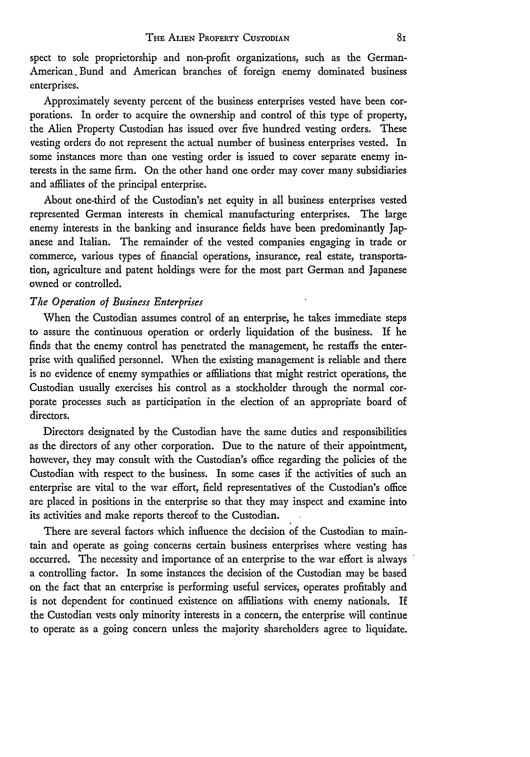spect to sole proprietorship and non-profit organizations, such as the German-American Bund and American branches of foreign enemy dominated business enterprises.

Approximately seventy percent of the business enterprises vested have been corporations. In order to acquire the ownership and control of this type of property, the Alien Property Custodian has issued over five hundred vesting orders. These vesting orders do not represent the actual number of business enterprises vested. In some instances more than one vesting order is issued to cover separate enemy interests in the same firm. On the other hand one order may cover many subsidiaries and affiliates of the principal enterprise.

About one-third of the Custodian's net equity in all business enterprises vested represented German interests in chemical manufacturing enterprises. The large enemy interests in the banking and insurance fields have been predominantly Japanese and Italian. The remainder of the vested companies engaging in trade or commerce, various types of financial operations, insurance, real estate, transportation, agriculture and patent holdings were for the most part German and Japanese owned or controlled.

*The Operation of Business Enterprises*

When the Custodian assumes control of an enterprise, he takes immediate steps to assure the continuous operation or orderly liquidation of the business. If he finds that the enemy control has penetrated the management, he restaffs the enterprise with qualified personnel. When the existing management is reliable and there is no evidence of enemy sympathies or affiliations that might restrict operations, the Custodian usually exercises his control as a stockholder through the normal corporate processes such as participation in the election of an appropriate board of directors.

Directors designated by the Custodian have the same duties and responsibilities as the directors of any other corporation. Due to the nature of their appointment, however, they may consult with the Custodian's office regarding the policies of the Custodian with respect to the business. In some cases if the activities of such an enterprise are vital to the war effort, field representatives of the Custodian's office are placed in positions in the enterprise so that they may inspect and examine into its activities and make reports thereof to the Custodian.

There are several factors which influence the decision of the Custodian to maintain and operate as going concerns certain business enterprises where vesting has occurred. The necessity and importance of an enterprise to the war effort is always a controlling factor. In some instances the decision of the Custodian may be based on the fact that an enterprise is performing useful services, operates profitably and is not dependent for continued existence on affiliations with enemy nationals. If the Custodian vests only minority interests in a concern, the enterprise will continue to operate as a going concern unless the majority shareholders agree to liquidate.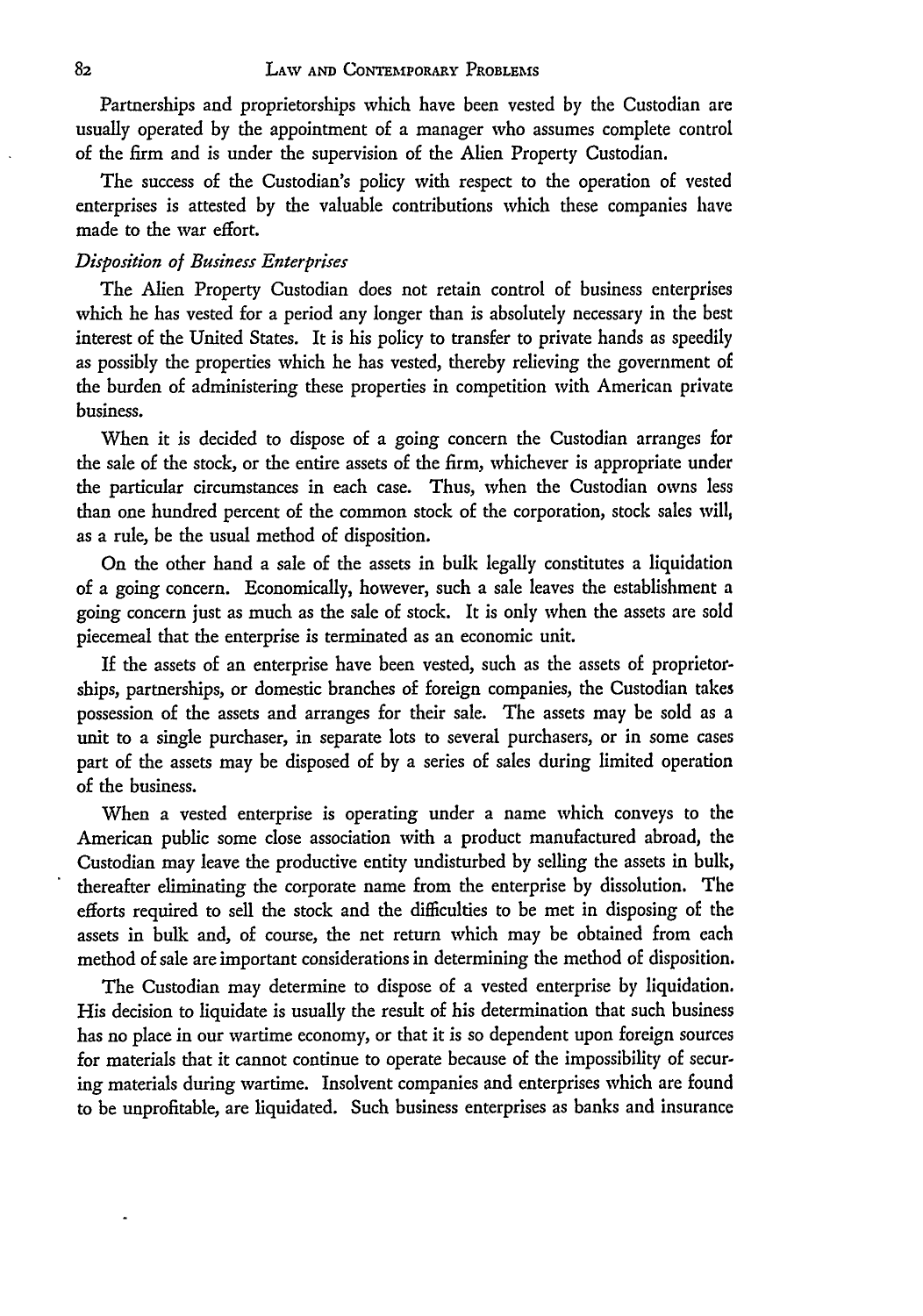Partnerships and proprietorships which have been vested by the Custodian are usually operated by the appointment of a manager who assumes complete control of the firm and is under the supervision of the Alien Property Custodian.

The success of the Custodian's policy with respect to the operation of vested enterprises is attested by the valuable contributions which these companies have made to the war effort.

*Disposition of Business Enterprises*

The Alien Property Custodian does not retain control of business enterprises which he has vested for a period any longer than is absolutely necessary in the best interest of the United States. It is his policy to transfer to private hands as speedily as possibly the properties which he has vested, thereby relieving the government of the burden of administering these properties in competition with American private business.

When it is decided to dispose of a going concern the Custodian arranges for the sale of the stock, or the entire assets of the firm, whichever is appropriate under the particular circumstances in each case. Thus, when the Custodian owns less than one hundred percent of the common stock of the corporation, stock sales will, as a rule, be the usual method of disposition.

On the other hand a sale of the assets in bulk legally constitutes a liquidation of a going concern. Economically, however, such a sale leaves the establishment a going concern just as much as the sale of stock. It is only when the assets are sold piecemeal that the enterprise is terminated as an economic unit.

If the assets of an enterprise have been vested, such as the assets of proprietorships, partnerships, or domestic branches of foreign companies, the Custodian takes possession of the assets and arranges for their sale. The assets may be sold as a unit to a single purchaser, in separate lots to several purchasers, or in some cases part of the assets may be disposed of by a series of sales during limited operation of the business.

When a vested enterprise is operating under a name which conveys to the American public some close association with a product manufactured abroad, the Custodian may leave the productive entity undisturbed by selling the assets in bulk, thereafter eliminating the corporate name from the enterprise by dissolution. The efforts required to sell the stock and the difficulties to be met in disposing of the assets in bulk and, of course, the net return which may be obtained from each method of sale are important considerations in determining the method of disposition.

The Custodian may determine to dispose of a vested enterprise by liquidation. His decision to liquidate is usually the result of his determination that such business has no place in our wartime economy, or that it is so dependent upon foreign sources for materials that it cannot continue to operate because of the impossibility of securing materials during wartime. Insolvent companies and enterprises which are found to be unprofitable, are liquidated. Such business enterprises as banks and insurance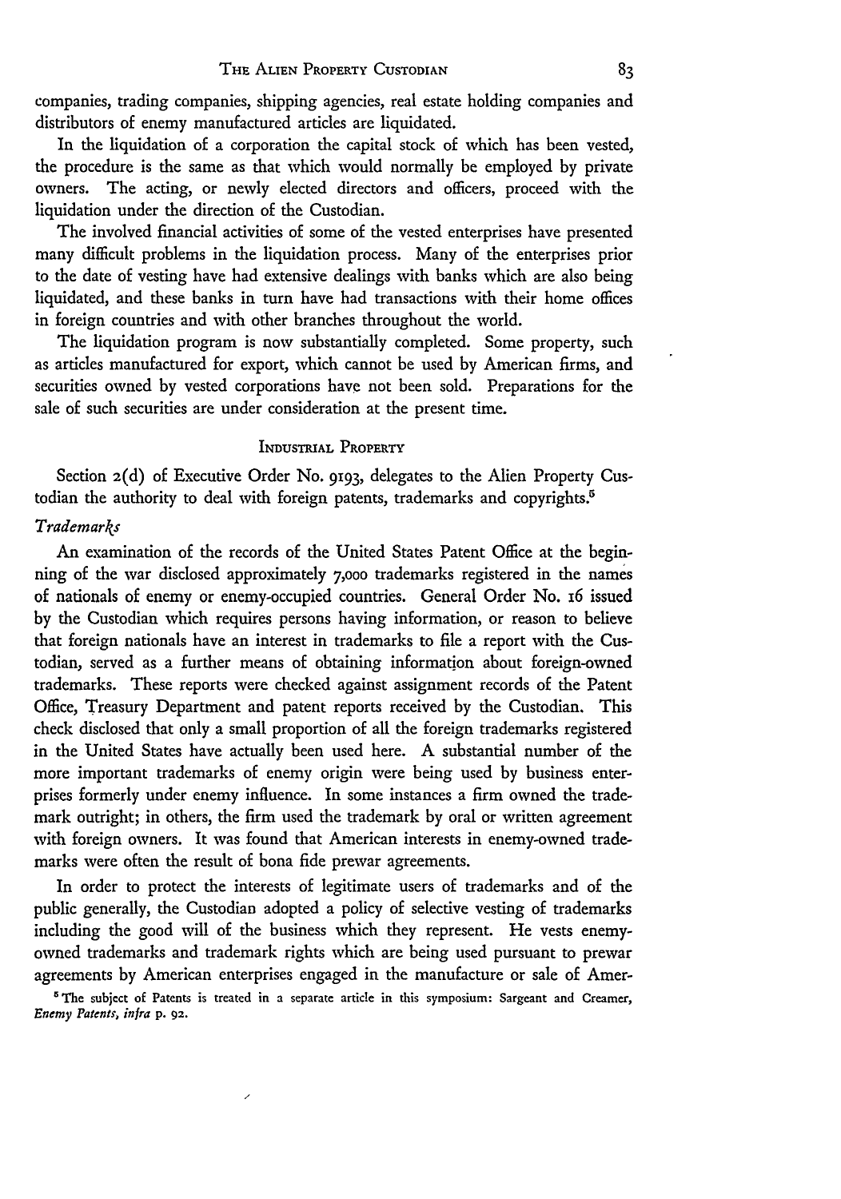companies, trading companies, shipping agencies, real estate holding companies and distributors of enemy manufactured articles are liquidated.

In the liquidation of a corporation the capital stock of which has been vested, the procedure is the same as that which would normally be employed by private owners. The acting, or newly elected directors and officers, proceed with the liquidation under the direction of the Custodian.

The involved financial activities of some of the vested enterprises have presented many difficult problems in the liquidation process. Many of the enterprises prior to the date of vesting have had extensive dealings with banks which are also being liquidated, and these banks in turn have had transactions with their home offices in foreign countries and with other branches throughout the world.

The liquidation program is now substantially completed. Some property, such as articles manufactured for export, which cannot be used by American firms, and securities owned by vested corporations have not been sold. Preparations for the sale of such securities are under consideration at the present time.

## Industrial Property

Section 2(d) of Executive Order No. 9193, delegates to the Alien Property Custodian the authority to deal with foreign patents, trademarks and copyrights.[5]

### *Trademarks*

An examination of the records of the United States Patent Office at the beginning of the war disclosed approximately 7,000 trademarks registered in the names of nationals of enemy or enemy-occupied countries. General Order No. 16 issued by the Custodian which requires persons having information, or reason to believe that foreign nationals have an interest in trademarks to file a report with the Custodian, served as a further means of obtaining information about foreign-owned trademarks. These reports were checked against assignment records of the Patent Office, Treasury Department and patent reports received by the Custodian. This check disclosed that only a small proportion of all the foreign trademarks registered in the United States have actually been used here. A substantial number of the more important trademarks of enemy origin were being used by business enterprises formerly under enemy influence. In some instances a firm owned the trademark outright; in others, the firm used the trademark by oral or written agreement with foreign owners. It was found that American interests in enemy-owned trademarks were often the result of bona fide prewar agreements.

In order to protect the interests of legitimate users of trademarks and of the public generally, the Custodian adopted a policy of selective vesting of trademarks including the good will of the business which they represent. He vests enemy-owned trademarks and trademark rights which are being used pursuant to prewar agreements by American enterprises engaged in the manufacture or sale of Amer-

[5] The subject of Patents is treated in a separate article in this symposium: Sargeant and Creamer, *Enemy Patents, infra* p. 92.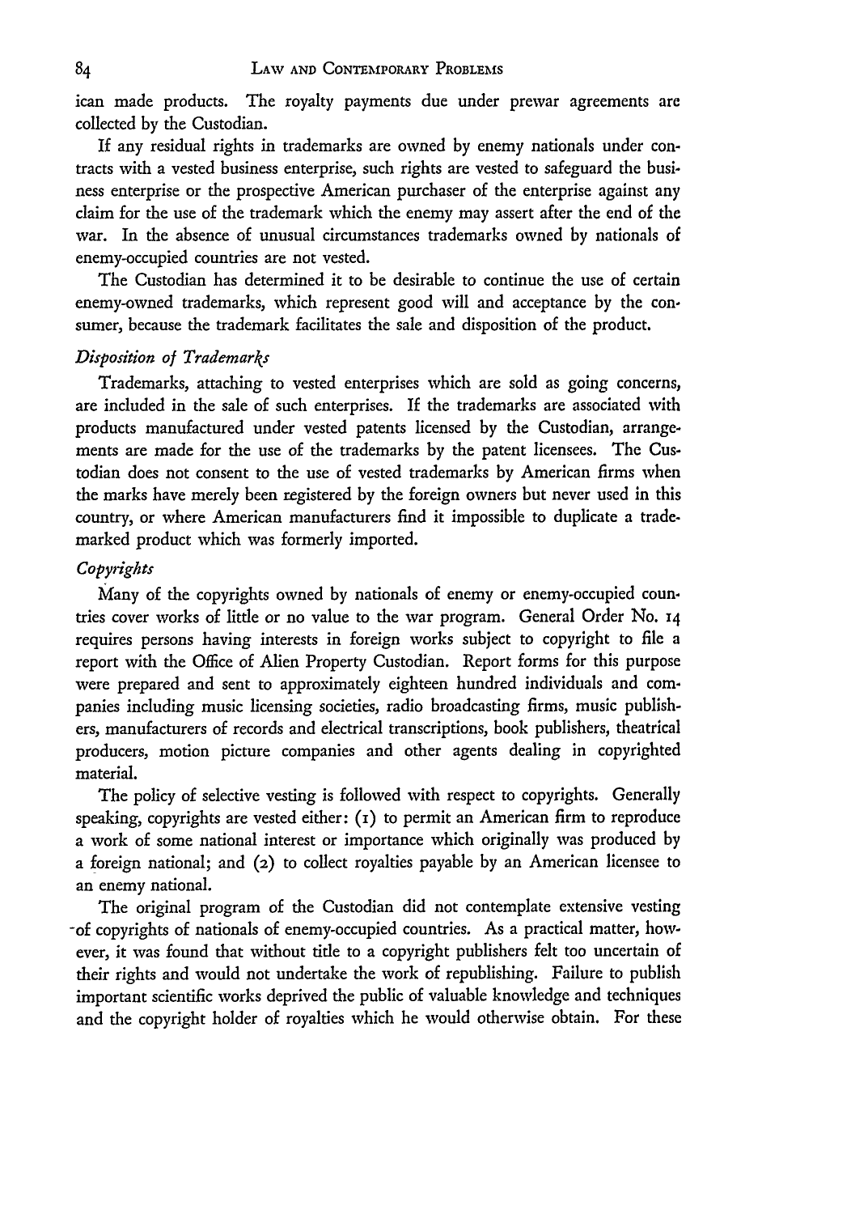ican made products. The royalty payments due under prewar agreements are collected by the Custodian.

If any residual rights in trademarks are owned by enemy nationals under contracts with a vested business enterprise, such rights are vested to safeguard the business enterprise or the prospective American purchaser of the enterprise against any claim for the use of the trademark which the enemy may assert after the end of the war. In the absence of unusual circumstances trademarks owned by nationals of enemy-occupied countries are not vested.

The Custodian has determined it to be desirable to continue the use of certain enemy-owned trademarks, which represent good will and acceptance by the consumer, because the trademark facilitates the sale and disposition of the product.

*Disposition of Trademarks*

Trademarks, attaching to vested enterprises which are sold as going concerns, are included in the sale of such enterprises. If the trademarks are associated with products manufactured under vested patents licensed by the Custodian, arrangements are made for the use of the trademarks by the patent licensees. The Custodian does not consent to the use of vested trademarks by American firms when the marks have merely been registered by the foreign owners but never used in this country, or where American manufacturers find it impossible to duplicate a trademarked product which was formerly imported.

*Copyrights*

Many of the copyrights owned by nationals of enemy or enemy-occupied countries cover works of little or no value to the war program. General Order No. 14 requires persons having interests in foreign works subject to copyright to file a report with the Office of Alien Property Custodian. Report forms for this purpose were prepared and sent to approximately eighteen hundred individuals and companies including music licensing societies, radio broadcasting firms, music publishers, manufacturers of records and electrical transcriptions, book publishers, theatrical producers, motion picture companies and other agents dealing in copyrighted material.

The policy of selective vesting is followed with respect to copyrights. Generally speaking, copyrights are vested either: (1) to permit an American firm to reproduce a work of some national interest or importance which originally was produced by a foreign national; and (2) to collect royalties payable by an American licensee to an enemy national.

The original program of the Custodian did not contemplate extensive vesting of copyrights of nationals of enemy-occupied countries. As a practical matter, however, it was found that without title to a copyright publishers felt too uncertain of their rights and would not undertake the work of republishing. Failure to publish important scientific works deprived the public of valuable knowledge and techniques and the copyright holder of royalties which he would otherwise obtain. For these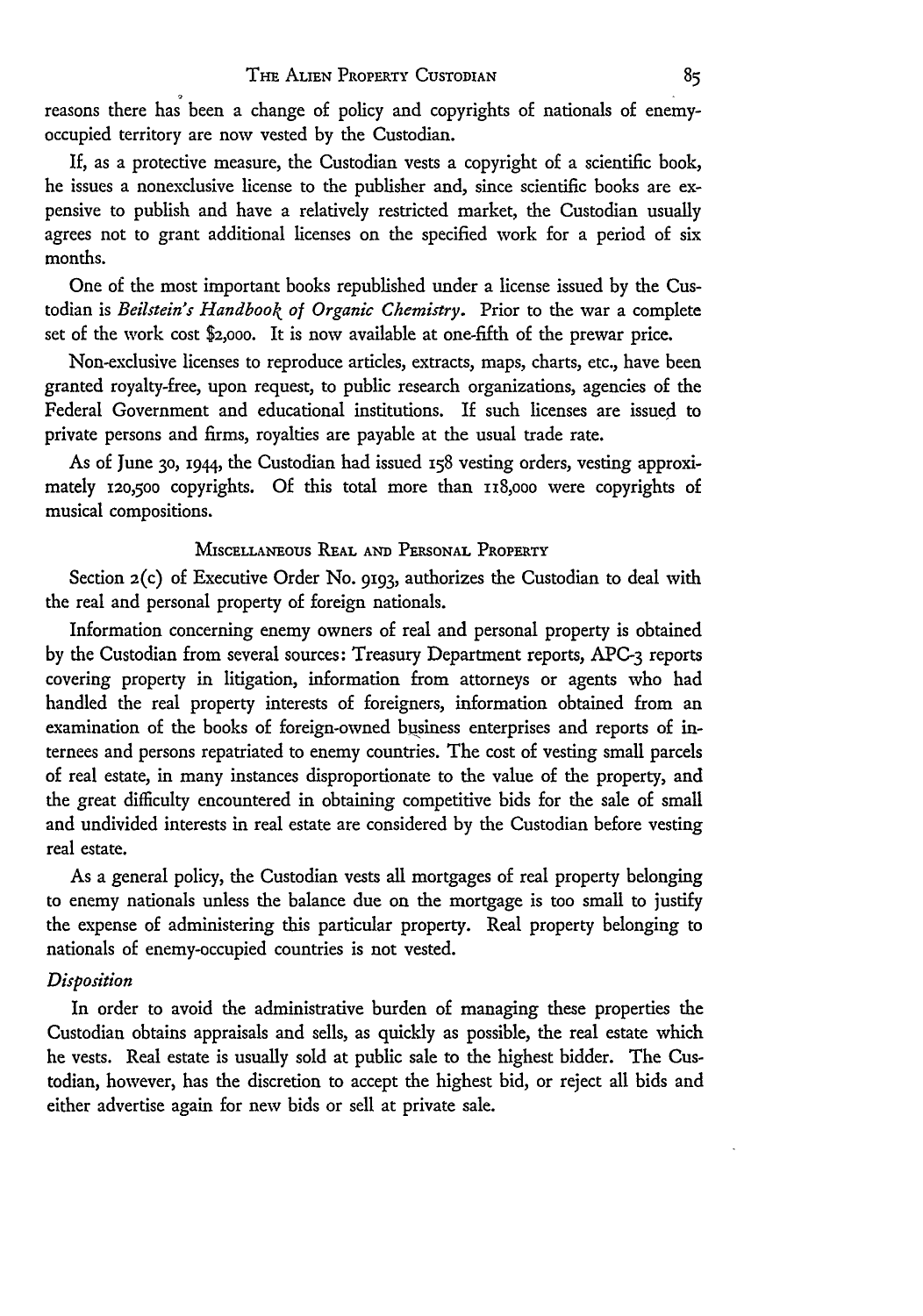reasons there has been a change of policy and copyrights of nationals of enemy-occupied territory are now vested by the Custodian.

If, as a protective measure, the Custodian vests a copyright of a scientific book, he issues a nonexclusive license to the publisher and, since scientific books are expensive to publish and have a relatively restricted market, the Custodian usually agrees not to grant additional licenses on the specified work for a period of six months.

One of the most important books republished under a license issued by the Custodian is *Beilstein's Handbook of Organic Chemistry*. Prior to the war a complete set of the work cost $2,000. It is now available at one-fifth of the prewar price.

Non-exclusive licenses to reproduce articles, extracts, maps, charts, etc., have been granted royalty-free, upon request, to public research organizations, agencies of the Federal Government and educational institutions. If such licenses are issued to private persons and firms, royalties are payable at the usual trade rate.

As of June 30, 1944, the Custodian had issued 158 vesting orders, vesting approximately 120,500 copyrights. Of this total more than 118,000 were copyrights of musical compositions.

### Miscellaneous Real and Personal Property

Section 2(c) of Executive Order No. 9193, authorizes the Custodian to deal with the real and personal property of foreign nationals.

Information concerning enemy owners of real and personal property is obtained by the Custodian from several sources: Treasury Department reports, APC-3 reports covering property in litigation, information from attorneys or agents who had handled the real property interests of foreigners, information obtained from an examination of the books of foreign-owned business enterprises and reports of internees and persons repatriated to enemy countries. The cost of vesting small parcels of real estate, in many instances disproportionate to the value of the property, and the great difficulty encountered in obtaining competitive bids for the sale of small and undivided interests in real estate are considered by the Custodian before vesting real estate.

As a general policy, the Custodian vests all mortgages of real property belonging to enemy nationals unless the balance due on the mortgage is too small to justify the expense of administering this particular property. Real property belonging to nationals of enemy-occupied countries is not vested.

#### *Disposition*

In order to avoid the administrative burden of managing these properties the Custodian obtains appraisals and sells, as quickly as possible, the real estate which he vests. Real estate is usually sold at public sale to the highest bidder. The Custodian, however, has the discretion to accept the highest bid, or reject all bids and either advertise again for new bids or sell at private sale.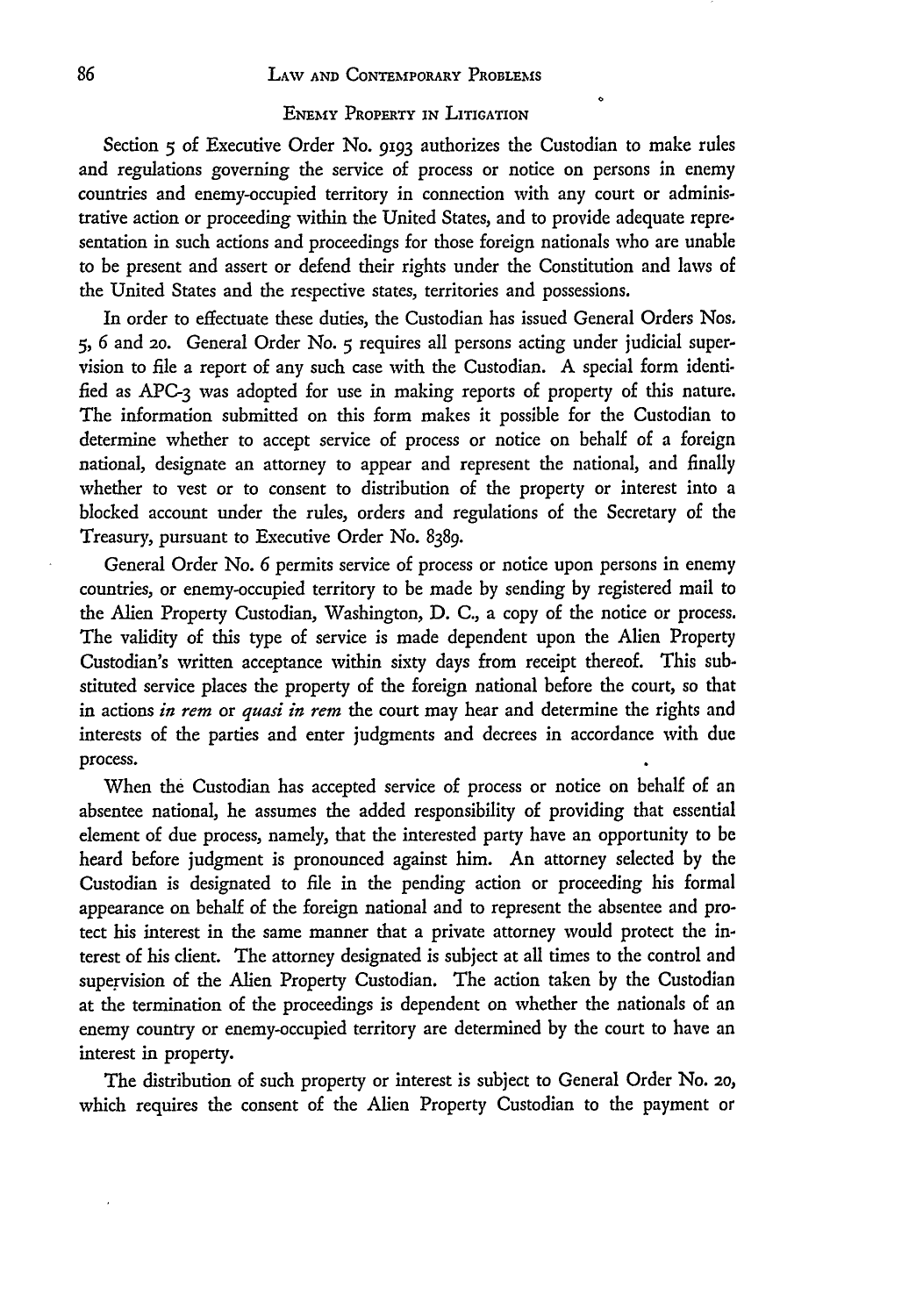## ENEMY PROPERTY IN LITIGATION

Section 5 of Executive Order No. 9193 authorizes the Custodian to make rules and regulations governing the service of process or notice on persons in enemy countries and enemy-occupied territory in connection with any court or administrative action or proceeding within the United States, and to provide adequate representation in such actions and proceedings for those foreign nationals who are unable to be present and assert or defend their rights under the Constitution and laws of the United States and the respective states, territories and possessions.

In order to effectuate these duties, the Custodian has issued General Orders Nos. 5, 6 and 20. General Order No. 5 requires all persons acting under judicial supervision to file a report of any such case with the Custodian. A special form identified as APC-3 was adopted for use in making reports of property of this nature. The information submitted on this form makes it possible for the Custodian to determine whether to accept service of process or notice on behalf of a foreign national, designate an attorney to appear and represent the national, and finally whether to vest or to consent to distribution of the property or interest into a blocked account under the rules, orders and regulations of the Secretary of the Treasury, pursuant to Executive Order No. 8389.

General Order No. 6 permits service of process or notice upon persons in enemy countries, or enemy-occupied territory to be made by sending by registered mail to the Alien Property Custodian, Washington, D. C., a copy of the notice or process. The validity of this type of service is made dependent upon the Alien Property Custodian's written acceptance within sixty days from receipt thereof. This substituted service places the property of the foreign national before the court, so that in actions *in rem* or *quasi in rem* the court may hear and determine the rights and interests of the parties and enter judgments and decrees in accordance with due process.

When the Custodian has accepted service of process or notice on behalf of an absentee national, he assumes the added responsibility of providing that essential element of due process, namely, that the interested party have an opportunity to be heard before judgment is pronounced against him. An attorney selected by the Custodian is designated to file in the pending action or proceeding his formal appearance on behalf of the foreign national and to represent the absentee and protect his interest in the same manner that a private attorney would protect the interest of his client. The attorney designated is subject at all times to the control and supervision of the Alien Property Custodian. The action taken by the Custodian at the termination of the proceedings is dependent on whether the nationals of an enemy country or enemy-occupied territory are determined by the court to have an interest in property.

The distribution of such property or interest is subject to General Order No. 20, which requires the consent of the Alien Property Custodian to the payment or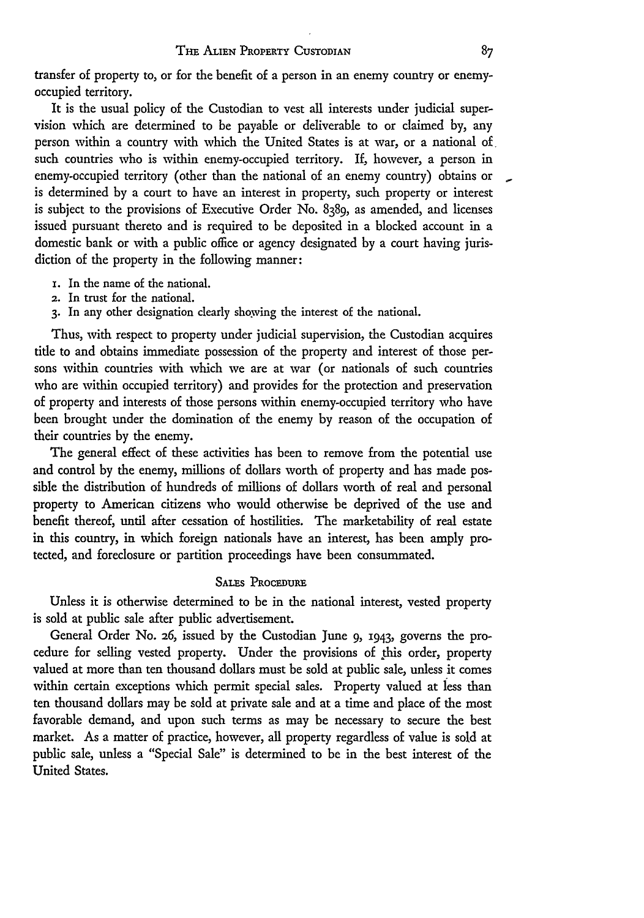transfer of property to, or for the benefit of a person in an enemy country or enemy-occupied territory.

It is the usual policy of the Custodian to vest all interests under judicial supervision which are determined to be payable or deliverable to or claimed by, any person within a country with which the United States is at war, or a national of such countries who is within enemy-occupied territory. If, however, a person in enemy-occupied territory (other than the national of an enemy country) obtains or is determined by a court to have an interest in property, such property or interest is subject to the provisions of Executive Order No. 8389, as amended, and licenses issued pursuant thereto and is required to be deposited in a blocked account in a domestic bank or with a public office or agency designated by a court having jurisdiction of the property in the following manner:

1. In the name of the national.
2. In trust for the national.
3. In any other designation clearly showing the interest of the national.

Thus, with respect to property under judicial supervision, the Custodian acquires title to and obtains immediate possession of the property and interest of those persons within countries with which we are at war (or nationals of such countries who are within occupied territory) and provides for the protection and preservation of property and interests of those persons within enemy-occupied territory who have been brought under the domination of the enemy by reason of the occupation of their countries by the enemy.

The general effect of these activities has been to remove from the potential use and control by the enemy, millions of dollars worth of property and has made possible the distribution of hundreds of millions of dollars worth of real and personal property to American citizens who would otherwise be deprived of the use and benefit thereof, until after cessation of hostilities. The marketability of real estate in this country, in which foreign nationals have an interest, has been amply protected, and foreclosure or partition proceedings have been consummated.

## Sales Procedure

Unless it is otherwise determined to be in the national interest, vested property is sold at public sale after public advertisement.

General Order No. 26, issued by the Custodian June 9, 1943, governs the procedure for selling vested property. Under the provisions of this order, property valued at more than ten thousand dollars must be sold at public sale, unless it comes within certain exceptions which permit special sales. Property valued at less than ten thousand dollars may be sold at private sale and at a time and place of the most favorable demand, and upon such terms as may be necessary to secure the best market. As a matter of practice, however, all property regardless of value is sold at public sale, unless a "Special Sale" is determined to be in the best interest of the United States.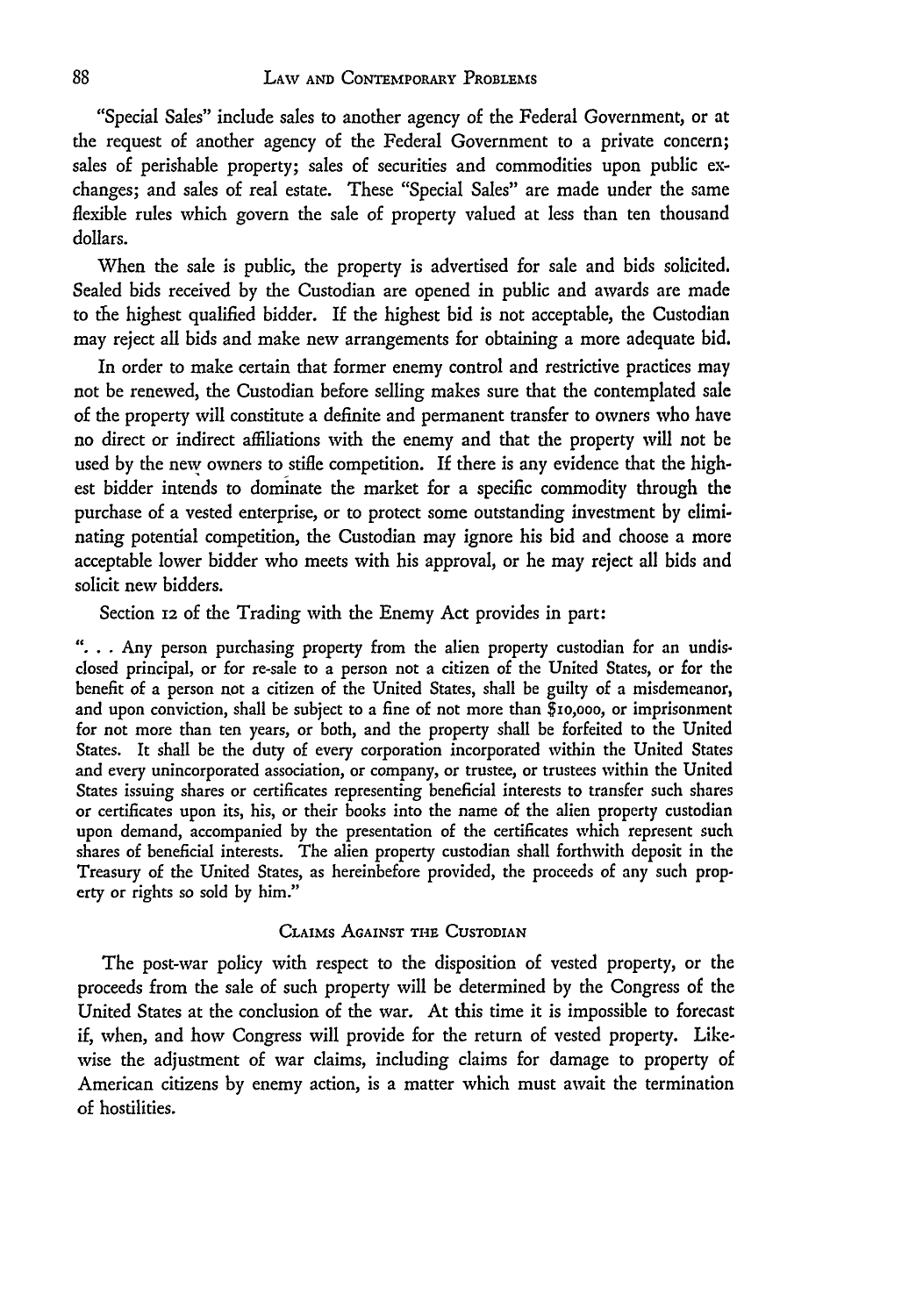"Special Sales" include sales to another agency of the Federal Government, or at the request of another agency of the Federal Government to a private concern; sales of perishable property; sales of securities and commodities upon public exchanges; and sales of real estate. These "Special Sales" are made under the same flexible rules which govern the sale of property valued at less than ten thousand dollars.

When the sale is public, the property is advertised for sale and bids solicited. Sealed bids received by the Custodian are opened in public and awards are made to the highest qualified bidder. If the highest bid is not acceptable, the Custodian may reject all bids and make new arrangements for obtaining a more adequate bid.

In order to make certain that former enemy control and restrictive practices may not be renewed, the Custodian before selling makes sure that the contemplated sale of the property will constitute a definite and permanent transfer to owners who have no direct or indirect affiliations with the enemy and that the property will not be used by the new owners to stifle competition. If there is any evidence that the highest bidder intends to dominate the market for a specific commodity through the purchase of a vested enterprise, or to protect some outstanding investment by eliminating potential competition, the Custodian may ignore his bid and choose a more acceptable lower bidder who meets with his approval, or he may reject all bids and solicit new bidders.

Section 12 of the Trading with the Enemy Act provides in part:

> ". . . Any person purchasing property from the alien property custodian for an undisclosed principal, or for re-sale to a person not a citizen of the United States, or for the benefit of a person not a citizen of the United States, shall be guilty of a misdemeanor, and upon conviction, shall be subject to a fine of not more than $10,000, or imprisonment for not more than ten years, or both, and the property shall be forfeited to the United States. It shall be the duty of every corporation incorporated within the United States and every unincorporated association, or company, or trustee, or trustees within the United States issuing shares or certificates representing beneficial interests to transfer such shares or certificates upon its, his, or their books into the name of the alien property custodian upon demand, accompanied by the presentation of the certificates which represent such shares of beneficial interests. The alien property custodian shall forthwith deposit in the Treasury of the United States, as hereinbefore provided, the proceeds of any such property or rights so sold by him."

## Claims Against the Custodian

The post-war policy with respect to the disposition of vested property, or the proceeds from the sale of such property will be determined by the Congress of the United States at the conclusion of the war. At this time it is impossible to forecast if, when, and how Congress will provide for the return of vested property. Likewise the adjustment of war claims, including claims for damage to property of American citizens by enemy action, is a matter which must await the termination of hostilities.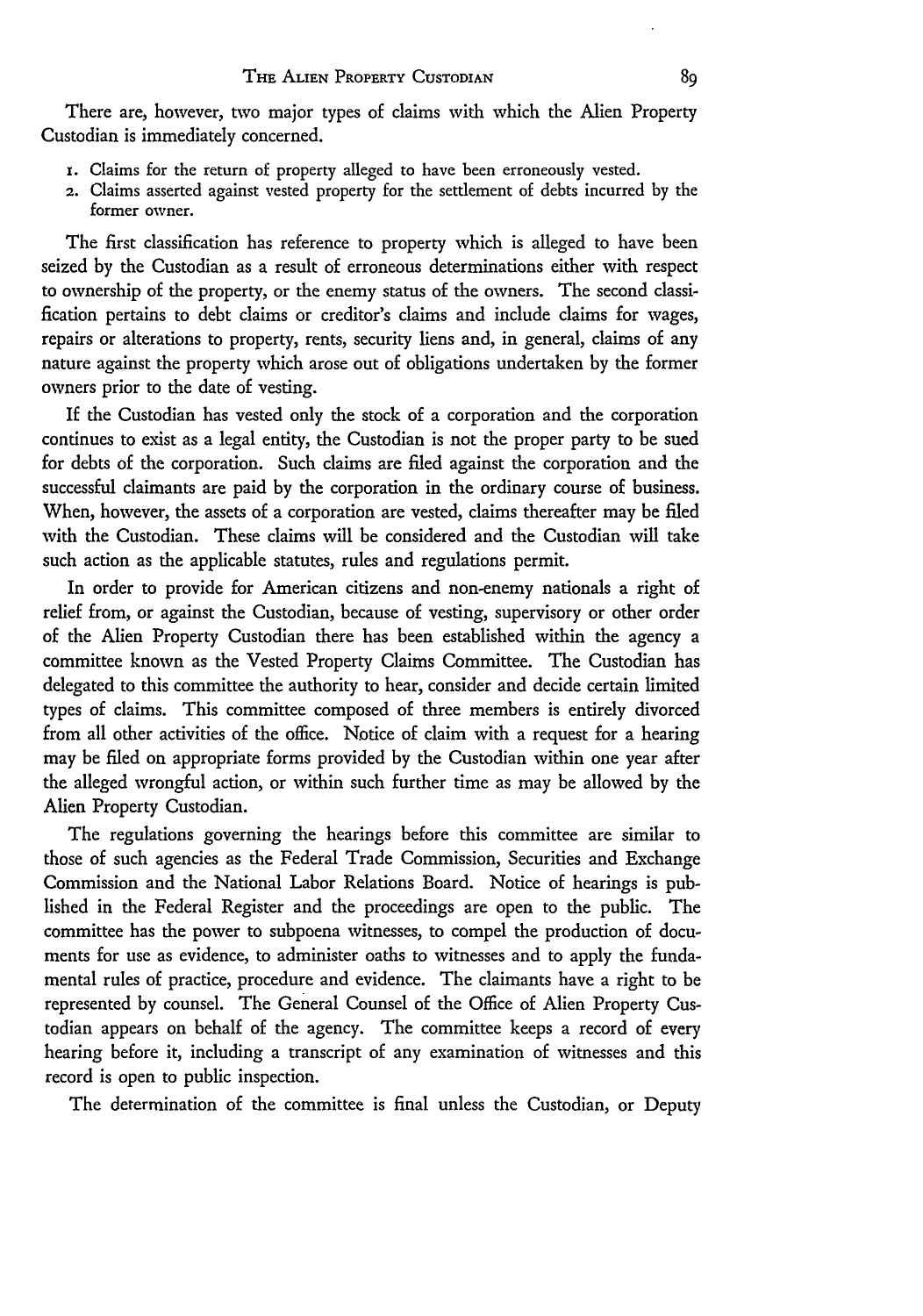There are, however, two major types of claims with which the Alien Property Custodian is immediately concerned.

1. Claims for the return of property alleged to have been erroneously vested.
2. Claims asserted against vested property for the settlement of debts incurred by the former owner.

The first classification has reference to property which is alleged to have been seized by the Custodian as a result of erroneous determinations either with respect to ownership of the property, or the enemy status of the owners. The second classification pertains to debt claims or creditor's claims and include claims for wages, repairs or alterations to property, rents, security liens and, in general, claims of any nature against the property which arose out of obligations undertaken by the former owners prior to the date of vesting.

If the Custodian has vested only the stock of a corporation and the corporation continues to exist as a legal entity, the Custodian is not the proper party to be sued for debts of the corporation. Such claims are filed against the corporation and the successful claimants are paid by the corporation in the ordinary course of business. When, however, the assets of a corporation are vested, claims thereafter may be filed with the Custodian. These claims will be considered and the Custodian will take such action as the applicable statutes, rules and regulations permit.

In order to provide for American citizens and non-enemy nationals a right of relief from, or against the Custodian, because of vesting, supervisory or other order of the Alien Property Custodian there has been established within the agency a committee known as the Vested Property Claims Committee. The Custodian has delegated to this committee the authority to hear, consider and decide certain limited types of claims. This committee composed of three members is entirely divorced from all other activities of the office. Notice of claim with a request for a hearing may be filed on appropriate forms provided by the Custodian within one year after the alleged wrongful action, or within such further time as may be allowed by the Alien Property Custodian.

The regulations governing the hearings before this committee are similar to those of such agencies as the Federal Trade Commission, Securities and Exchange Commission and the National Labor Relations Board. Notice of hearings is published in the Federal Register and the proceedings are open to the public. The committee has the power to subpoena witnesses, to compel the production of documents for use as evidence, to administer oaths to witnesses and to apply the fundamental rules of practice, procedure and evidence. The claimants have a right to be represented by counsel. The General Counsel of the Office of Alien Property Custodian appears on behalf of the agency. The committee keeps a record of every hearing before it, including a transcript of any examination of witnesses and this record is open to public inspection.

The determination of the committee is final unless the Custodian, or Deputy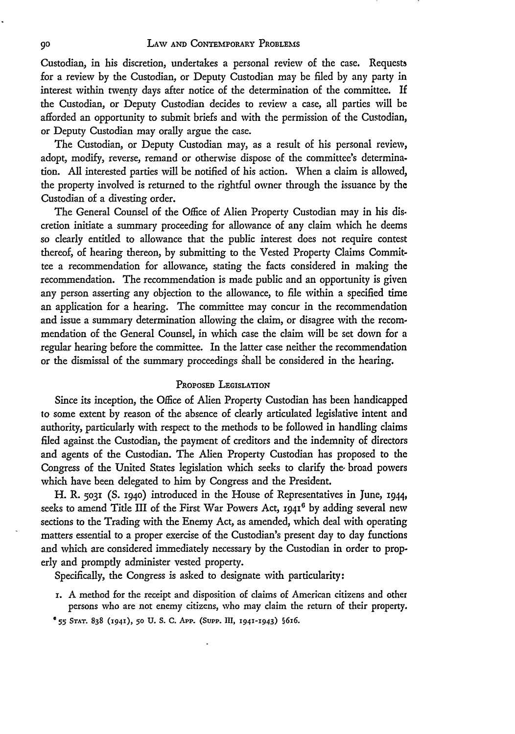Custodian, in his discretion, undertakes a personal review of the case. Requests for a review by the Custodian, or Deputy Custodian may be filed by any party in interest within twenty days after notice of the determination of the committee. If the Custodian, or Deputy Custodian decides to review a case, all parties will be afforded an opportunity to submit briefs and with the permission of the Custodian, or Deputy Custodian may orally argue the case.

The Custodian, or Deputy Custodian may, as a result of his personal review, adopt, modify, reverse, remand or otherwise dispose of the committee's determination. All interested parties will be notified of his action. When a claim is allowed, the property involved is returned to the rightful owner through the issuance by the Custodian of a divesting order.

The General Counsel of the Office of Alien Property Custodian may in his discretion initiate a summary proceeding for allowance of any claim which he deems so clearly entitled to allowance that the public interest does not require contest thereof, of hearing thereon, by submitting to the Vested Property Claims Committee a recommendation for allowance, stating the facts considered in making the recommendation. The recommendation is made public and an opportunity is given any person asserting any objection to the allowance, to file within a specified time an application for a hearing. The committee may concur in the recommendation and issue a summary determination allowing the claim, or disagree with the recommendation of the General Counsel, in which case the claim will be set down for a regular hearing before the committee. In the latter case neither the recommendation or the dismissal of the summary proceedings shall be considered in the hearing.

## Proposed Legislation

Since its inception, the Office of Alien Property Custodian has been handicapped to some extent by reason of the absence of clearly articulated legislative intent and authority, particularly with respect to the methods to be followed in handling claims filed against the Custodian, the payment of creditors and the indemnity of directors and agents of the Custodian. The Alien Property Custodian has proposed to the Congress of the United States legislation which seeks to clarify the broad powers which have been delegated to him by Congress and the President.

H. R. 5031 (S. 1940) introduced in the House of Representatives in June, 1944, seeks to amend Title III of the First War Powers Act, 1941[6] by adding several new sections to the Trading with the Enemy Act, as amended, which deal with operating matters essential to a proper exercise of the Custodian's present day to day functions and which are considered immediately necessary by the Custodian in order to properly and promptly administer vested property.

Specifically, the Congress is asked to designate with particularity:

1. A method for the receipt and disposition of claims of American citizens and other persons who are not enemy citizens, who may claim the return of their property.

[6] 55 Stat. 838 (1941), 50 U. S. C. App. (Supp. III, 1941-1943) §616.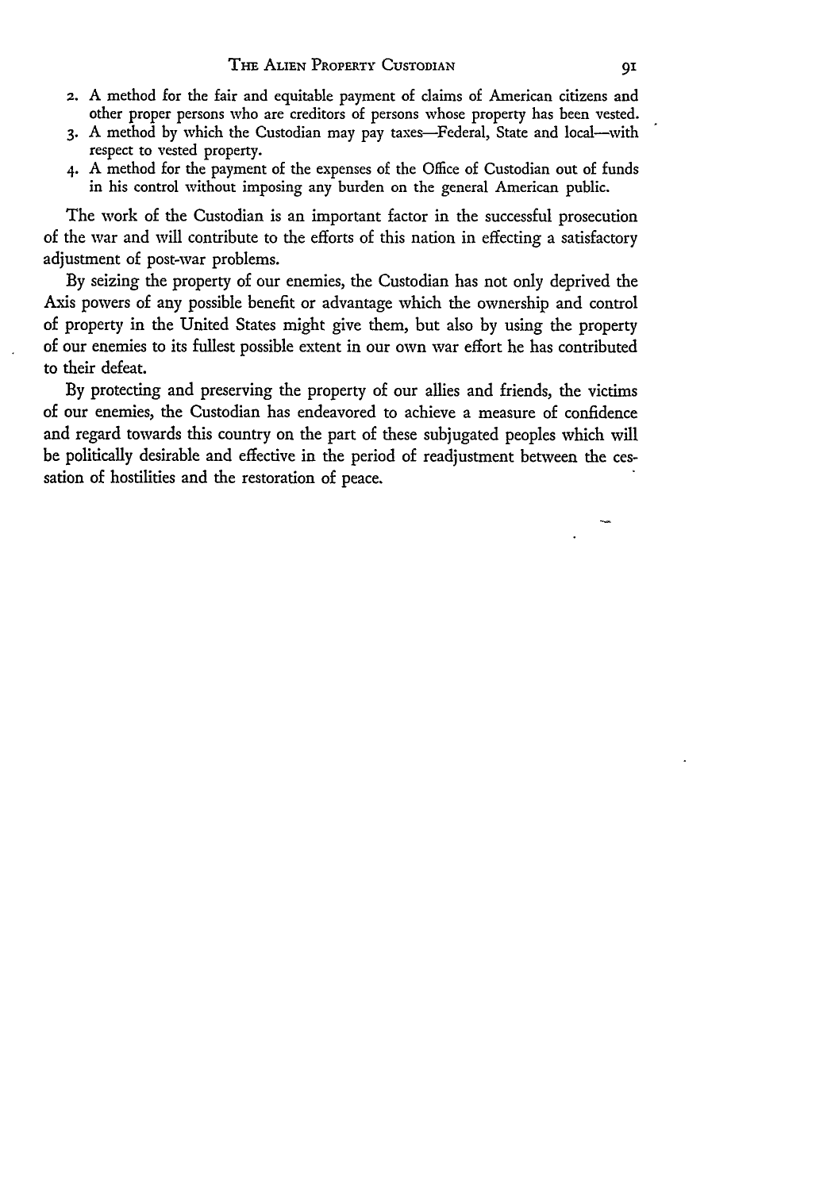2. A method for the fair and equitable payment of claims of American citizens and other proper persons who are creditors of persons whose property has been vested.
3. A method by which the Custodian may pay taxes—Federal, State and local—with respect to vested property.
4. A method for the payment of the expenses of the Office of Custodian out of funds in his control without imposing any burden on the general American public.

The work of the Custodian is an important factor in the successful prosecution of the war and will contribute to the efforts of this nation in effecting a satisfactory adjustment of post-war problems.

By seizing the property of our enemies, the Custodian has not only deprived the Axis powers of any possible benefit or advantage which the ownership and control of property in the United States might give them, but also by using the property of our enemies to its fullest possible extent in our own war effort he has contributed to their defeat.

By protecting and preserving the property of our allies and friends, the victims of our enemies, the Custodian has endeavored to achieve a measure of confidence and regard towards this country on the part of these subjugated peoples which will be politically desirable and effective in the period of readjustment between the cessation of hostilities and the restoration of peace.